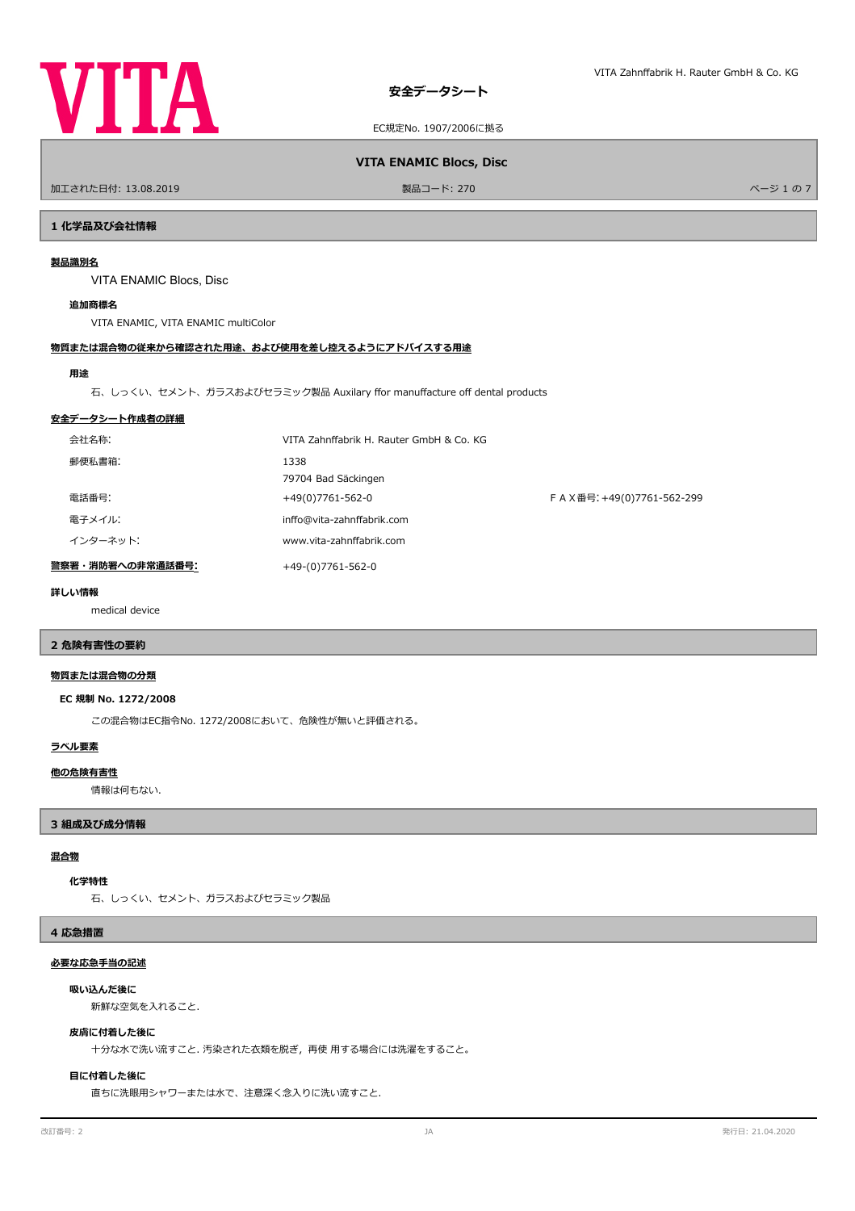# 安全データシート

EC規定No. 1907/2006に拠る

**VITA ENAMIC Blocs, Disc**

加工された日付: 13.08.2019　　製品コード: 270

## 1 化学品及び会社情報

**製品識別名**

VITA ENAMIC Blocs, Disc

**追加商標名**

VITA ENAMIC, VITA ENAMIC multiColor

**物質または混合物の従来から確認された用途、および使用を差し控えるようにアドバイスする用途**

**用途**

石、しっくい、セメント、ガラスおよびセラミック製品 Auxilary ffor manuffacture off dental products

**安全データシート作成者の詳細**

| | | |
|---|---|---|
| 会社名称: | VITA Zahnffabrik H. Rauter GmbH & Co. KG | |
| 郵便私書箱: | 1338<br>79704 Bad Säckingen | |
| 電話番号: | +49(0)7761-562-0 | ＦＡＸ番号: +49(0)7761-562-299 |
| 電子メイル: | inffo@vita-zahnffabrik.com | |
| インターネット: | www.vita-zahnffabrik.com | |

**警察署・消防署への非常通話番号:** +49-(0)7761-562-0

**詳しい情報**

medical device

## 2 危険有害性の要約

**物質または混合物の分類**

**EC 規制 No. 1272/2008**

この混合物はEC指令No. 1272/2008において、危険性が無いと評価される。

**ラベル要素**

**他の危険有害性**

情報は何もない.

## 3 組成及び成分情報

**混合物**

**化学特性**

石、しっくい、セメント、ガラスおよびセラミック製品

## 4 応急措置

**必要な応急手当の記述**

**吸い込んだ後に**

新鮮な空気を入れること.

**皮膚に付着した後に**

十分な水で洗い流すこと. 汚染された衣類を脱ぎ，再使 用する場合には洗濯をすること。

**目に付着した後に**

直ちに洗眼用シャワーまたは水で、注意深く念入りに洗い流すこと.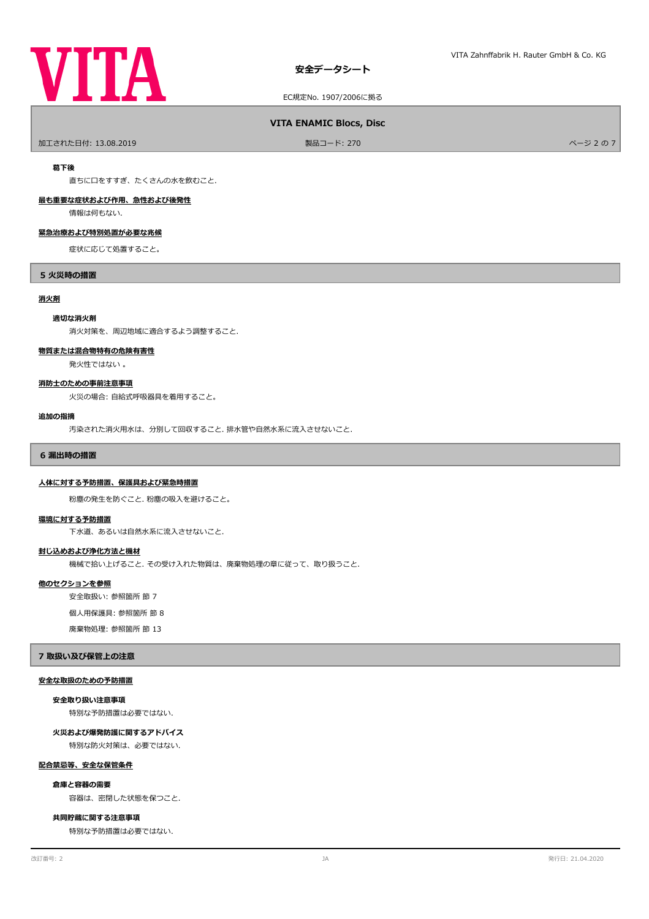**嚥下後**

直ちに口をすすぎ、たくさんの水を飲むこと.

**最も重要な症状および作用、急性および後発性**

情報は何もない.

**緊急治療および特別処置が必要な兆候**

症状に応じて処置すること。

## 5 火災時の措置

**消火剤**

**適切な消火剤**

消火対策を、周辺地域に適合するよう調整すること.

**物質または混合物特有の危険有害性**

発火性ではない 。

**消防士のための事前注意事項**

火災の場合: 自給式呼吸器具を着用すること。

**追加の指摘**

汚染された消火用水は、分別して回収すること. 排水管や自然水系に流入させないこと.

## 6 漏出時の措置

**人体に対する予防措置、保護具および緊急時措置**

粉塵の発生を防ぐこと. 粉塵の吸入を避けること。

**環境に対する予防措置**

下水道、あるいは自然水系に流入させないこと.

**封じ込めおよび浄化方法と機材**

機械で拾い上げること. その受け入れた物質は、廃棄物処理の章に従って、取り扱うこと.

**他のセクションを参照**

安全取扱い: 参照箇所 節 7

個人用保護具: 参照箇所 節 8

廃棄物処理: 参照箇所 節 13

## 7 取扱い及び保管上の注意

**安全な取扱のための予防措置**

**安全取り扱い注意事項**

特別な予防措置は必要ではない.

**火災および爆発防護に関するアドバイス**

特別な防火対策は、必要ではない.

**配合禁忌等、安全な保管条件**

**倉庫と容器の需要**

容器は、密閉した状態を保つこと.

**共同貯蔵に関する注意事項**

特別な予防措置は必要ではない.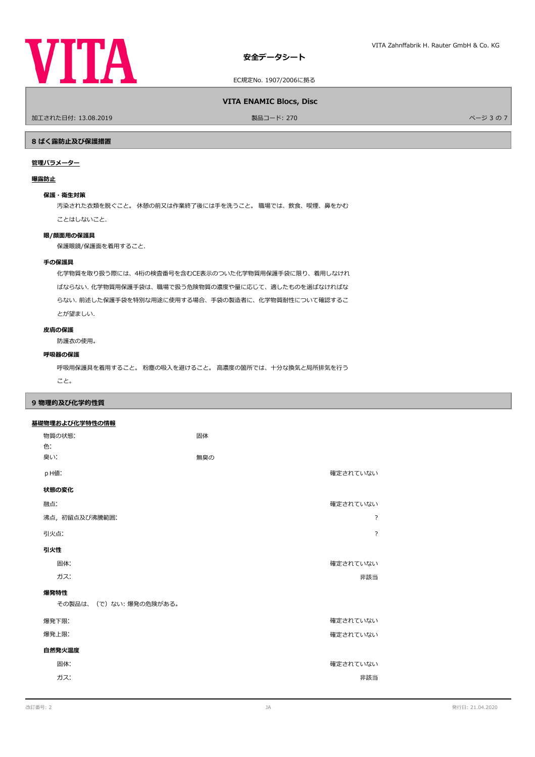## 8 ばく露防止及び保護措置

**管理パラメーター**

**曝露防止**

**保護・衛生対策**

汚染された衣類を脱ぐこと。 休憩の前又は作業終了後には手を洗うこと。 職場では、飲食、喫煙、鼻をかむことはしないこと.

**眼/顔面用の保護具**

保護眼鏡/保護面を着用すること.

**手の保護具**

化学物質を取り扱う際には、4桁の検査番号を含むCE表示のついた化学物質用保護手袋に限り、着用しなければならない. 化学物質用保護手袋は、職場で扱う危険物質の濃度や量に応じて、適したものを選ばなければならない. 前述した保護手袋を特別な用途に使用する場合、手袋の製造者に、化学物質耐性について確認することが望ましい.

**皮膚の保護**

防護衣の使用。

**呼吸器の保護**

呼吸用保護具を着用すること。 粉塵の吸入を避けること。 高濃度の箇所では、十分な換気と局所排気を行うこと。

## 9 物理的及び化学的性質

**基礎物理および化学特性の情報**

| | | |
|---|---|---|
| 物質の状態: | 固体 | |
| 色: | | |
| 臭い: | 無臭の | |
| pＨ値: | | 確定されていない |
| **状態の変化** | | |
| 融点: | | 確定されていない |
| 沸点，初留点及び沸騰範囲: | | ? |
| 引火点: | | ? |
| **引火性** | | |
| 固体: | | 確定されていない |
| ガス: | | 非該当 |

**爆発特性**

その製品は、（で）ない: 爆発の危険がある。

| | | |
|---|---|---|
| 爆発下限: | | 確定されていない |
| 爆発上限: | | 確定されていない |
| **自然発火温度** | | |
| 固体: | | 確定されていない |
| ガス: | | 非該当 |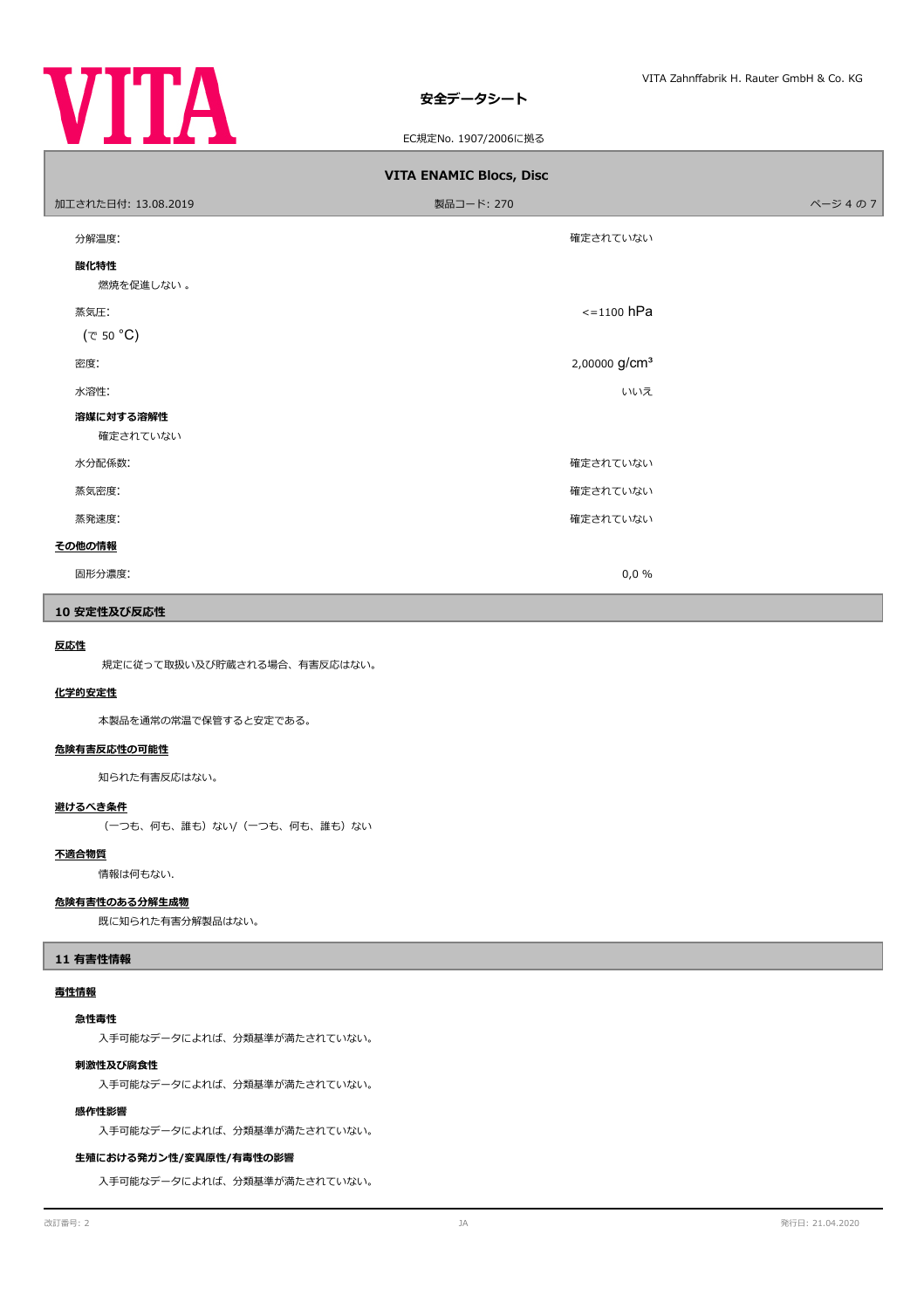| | |
|---|---|
| 分解温度: | 確定されていない |

**酸化特性**

燃焼を促進しない 。

| | |
|---|---|
| 蒸気圧: (で 50 °C) | <=1100 hPa |
| 密度: | 2,00000 g/cm³ |
| 水溶性: | いいえ |

**溶媒に対する溶解性**

確定されていない

| | |
|---|---|
| 水分配係数: | 確定されていない |
| 蒸気密度: | 確定されていない |
| 蒸発速度: | 確定されていない |

**その他の情報**

| | |
|---|---|
| 固形分濃度: | 0,0 % |

## 10 安定性及び反応性

**反応性**

規定に従って取扱い及び貯蔵される場合、有害反応はない。

**化学的安定性**

本製品を通常の常温で保管すると安定である。

**危険有害反応性の可能性**

知られた有害反応はない。

**避けるべき条件**

（一つも、何も、誰も）ない/（一つも、何も、誰も）ない

**不適合物質**

情報は何もない.

**危険有害性のある分解生成物**

既に知られた有害分解製品はない。

## 11 有害性情報

**毒性情報**

**急性毒性**

入手可能なデータによれば、分類基準が満たされていない。

**刺激性及び腐食性**

入手可能なデータによれば、分類基準が満たされていない。

**感作性影響**

入手可能なデータによれば、分類基準が満たされていない。

**生殖における発ガン性/変異原性/有毒性の影響**

入手可能なデータによれば、分類基準が満たされていない。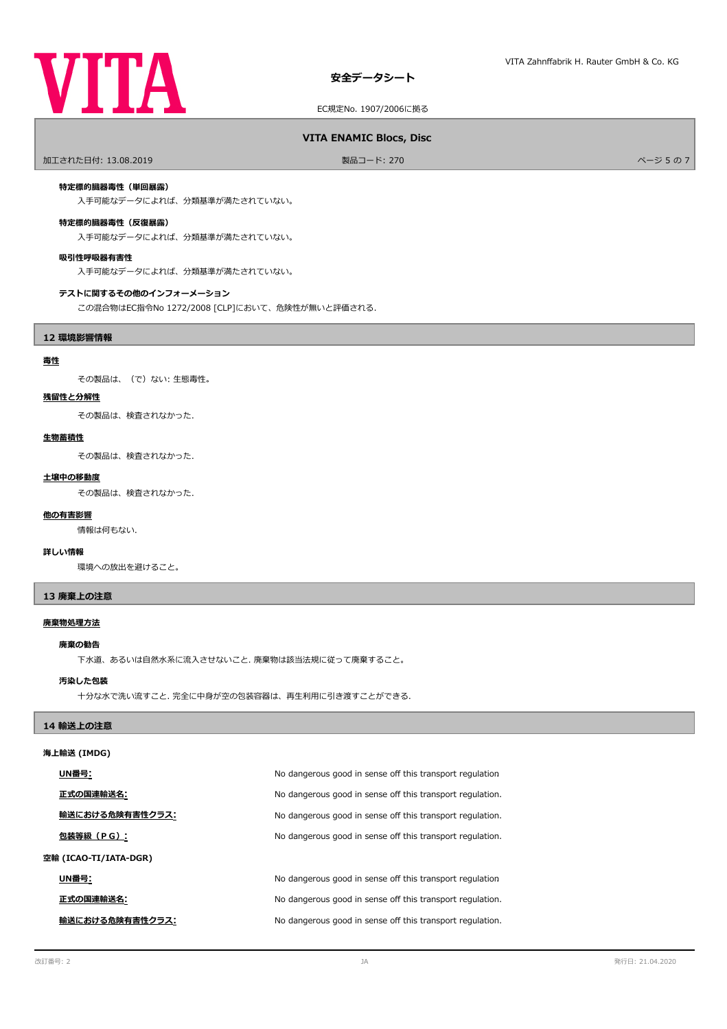**特定標的臓器毒性（単回暴露）**

入手可能なデータによれば、分類基準が満たされていない。

**特定標的臓器毒性（反復暴露）**

入手可能なデータによれば、分類基準が満たされていない。

**吸引性呼吸器有害性**

入手可能なデータによれば、分類基準が満たされていない。

**テストに関するその他のインフォーメーション**

この混合物はEC指令No 1272/2008 [CLP]において、危険性が無いと評価される.

## 12 環境影響情報

**毒性**

その製品は、（で）ない: 生態毒性。

**残留性と分解性**

その製品は、検査されなかった.

**生物蓄積性**

その製品は、検査されなかった.

**土壌中の移動度**

その製品は、検査されなかった.

**他の有害影響**

情報は何もない.

**詳しい情報**

環境への放出を避けること。

## 13 廃棄上の注意

**廃棄物処理方法**

**廃棄の勧告**

下水道、あるいは自然水系に流入させないこと. 廃棄物は該当法規に従って廃棄すること。

**汚染した包装**

十分な水で洗い流すこと. 完全に中身が空の包装容器は、再生利用に引き渡すことができる.

## 14 輸送上の注意

**海上輸送 (IMDG)**

| | |
|---|---|
| **UN番号:** | No dangerous good in sense off this transport regulation |
| **正式の国連輸送名:** | No dangerous good in sense off this transport regulation. |
| **輸送における危険有害性クラス:** | No dangerous good in sense off this transport regulation. |
| **包装等級（ＰＧ）:** | No dangerous good in sense off this transport regulation. |

**空輸 (ICAO-TI/IATA-DGR)**

| | |
|---|---|
| **UN番号:** | No dangerous good in sense off this transport regulation |
| **正式の国連輸送名:** | No dangerous good in sense off this transport regulation. |
| **輸送における危険有害性クラス:** | No dangerous good in sense off this transport regulation. |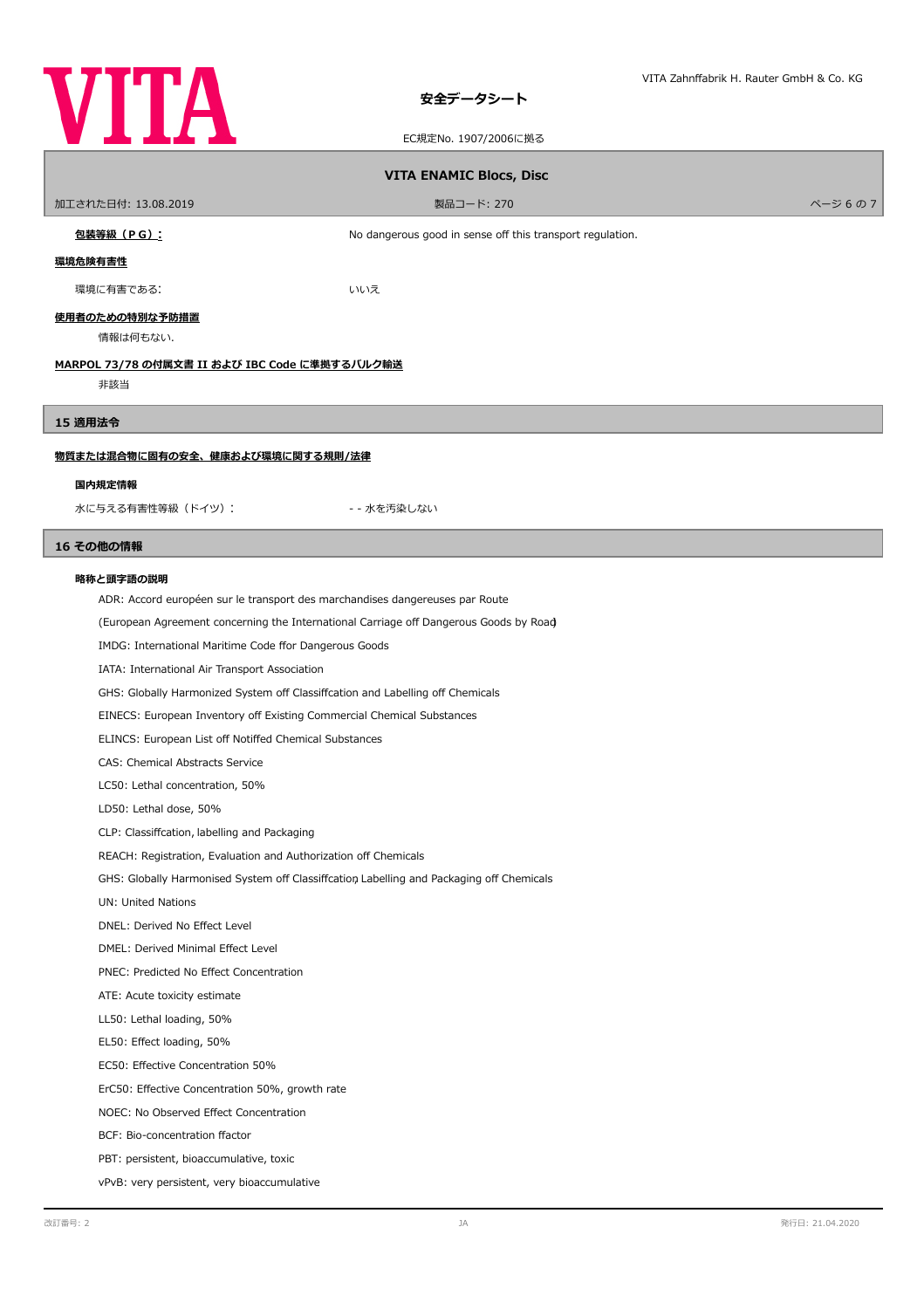**包装等級（ＰＧ）：** No dangerous good in sense off this transport regulation.

**環境危険有害性**

環境に有害である: いいえ

**使用者のための特別な予防措置**

情報は何もない.

**MARPOL 73/78 の付属文書 II および IBC Code に準拠するバルク輸送**

非該当

## 15 適用法令

**物質または混合物に固有の安全、健康および環境に関する規則/法律**

**国内規定情報**

水に与える有害性等級（ドイツ）： - - 水を汚染しない

## 16 その他の情報

**略称と頭字語の説明**

ADR: Accord européen sur le transport des marchandises dangereuses par Route

(European Agreement concerning the International Carriage off Dangerous Goods by Road)

IMDG: International Maritime Code ffor Dangerous Goods

IATA: International Air Transport Association

GHS: Globally Harmonized System off Classiffcation and Labelling off Chemicals

EINECS: European Inventory off Existing Commercial Chemical Substances

ELINCS: European List off Notiffed Chemical Substances

CAS: Chemical Abstracts Service

LC50: Lethal concentration, 50%

LD50: Lethal dose, 50%

CLP: Classiffcation, labelling and Packaging

REACH: Registration, Evaluation and Authorization off Chemicals

GHS: Globally Harmonised System off Classiffcation, Labelling and Packaging off Chemicals

UN: United Nations

DNEL: Derived No Effect Level

DMEL: Derived Minimal Effect Level

PNEC: Predicted No Effect Concentration

ATE: Acute toxicity estimate

LL50: Lethal loading, 50%

EL50: Effect loading, 50%

EC50: Effective Concentration 50%

ErC50: Effective Concentration 50%, growth rate

NOEC: No Observed Effect Concentration

BCF: Bio-concentration ffactor

PBT: persistent, bioaccumulative, toxic

vPvB: very persistent, very bioaccumulative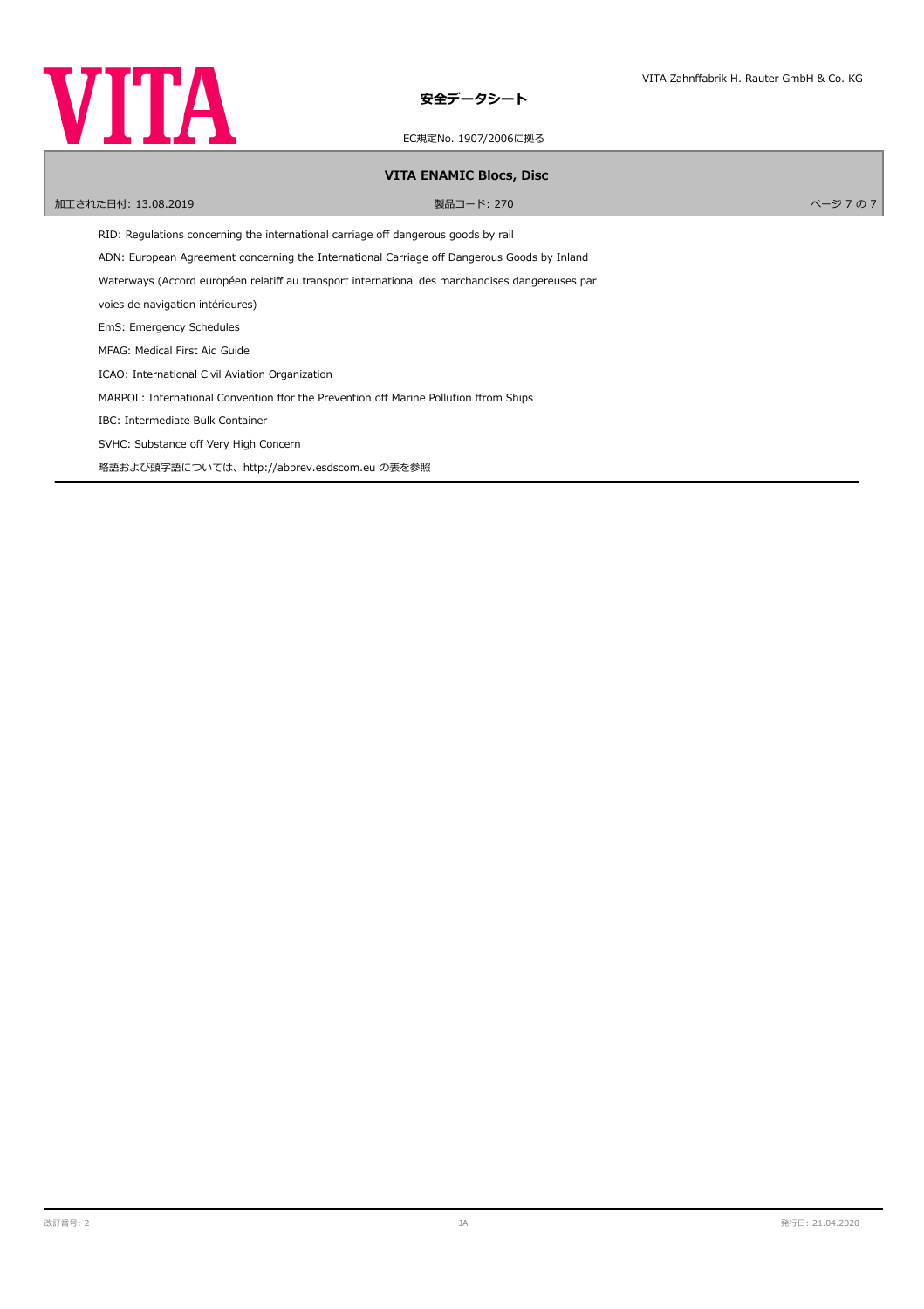RID: Regulations concerning the international carriage off dangerous goods by rail

ADN: European Agreement concerning the International Carriage off Dangerous Goods by Inland Waterways (Accord européen relatiff au transport international des marchandises dangereuses par voies de navigation intérieures)

EmS: Emergency Schedules

MFAG: Medical First Aid Guide

ICAO: International Civil Aviation Organization

MARPOL: International Convention ffor the Prevention off Marine Pollution ffrom Ships

IBC: Intermediate Bulk Container

SVHC: Substance off Very High Concern

略語および頭字語については、http://abbrev.esdscom.eu の表を参照